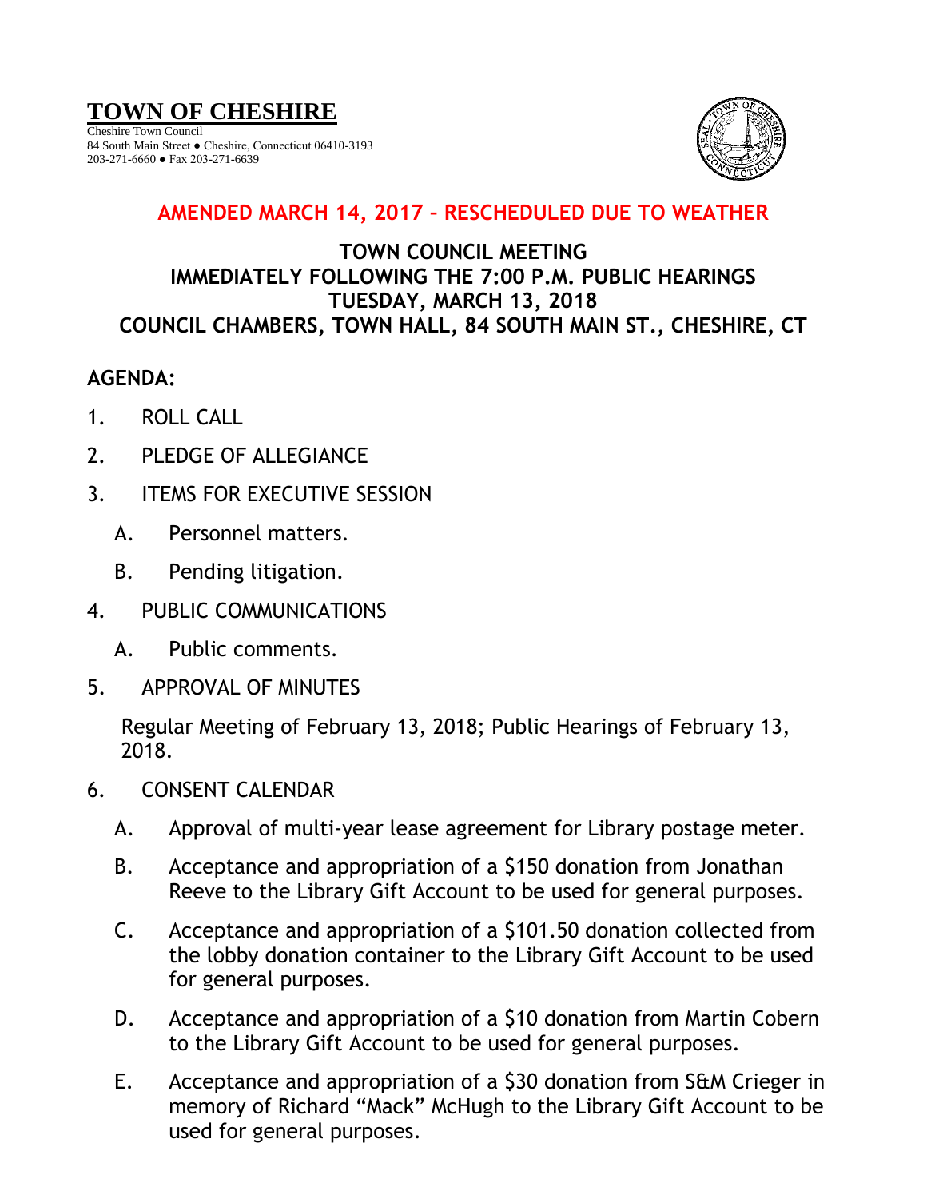# TOWN OF CHESHIRE

Cheshire Town Council
84 South Main Street ● Cheshire, Connecticut 06410-3193
203-271-6660 ● Fax 203-271-6639

**AMENDED MARCH 14, 2017 – RESCHEDULED DUE TO WEATHER**

**TOWN COUNCIL MEETING**
**IMMEDIATELY FOLLOWING THE 7:00 P.M. PUBLIC HEARINGS**
**TUESDAY, MARCH 13, 2018**
**COUNCIL CHAMBERS, TOWN HALL, 84 SOUTH MAIN ST., CHESHIRE, CT**

**AGENDA:**

1. ROLL CALL
2. PLEDGE OF ALLEGIANCE
3. ITEMS FOR EXECUTIVE SESSION
   - A. Personnel matters.
   - B. Pending litigation.
4. PUBLIC COMMUNICATIONS
   - A. Public comments.
5. APPROVAL OF MINUTES

   Regular Meeting of February 13, 2018; Public Hearings of February 13, 2018.
6. CONSENT CALENDAR
   - A. Approval of multi-year lease agreement for Library postage meter.
   - B. Acceptance and appropriation of a $150 donation from Jonathan Reeve to the Library Gift Account to be used for general purposes.
   - C. Acceptance and appropriation of a $101.50 donation collected from the lobby donation container to the Library Gift Account to be used for general purposes.
   - D. Acceptance and appropriation of a $10 donation from Martin Cobern to the Library Gift Account to be used for general purposes.
   - E. Acceptance and appropriation of a $30 donation from S&M Crieger in memory of Richard "Mack" McHugh to the Library Gift Account to be used for general purposes.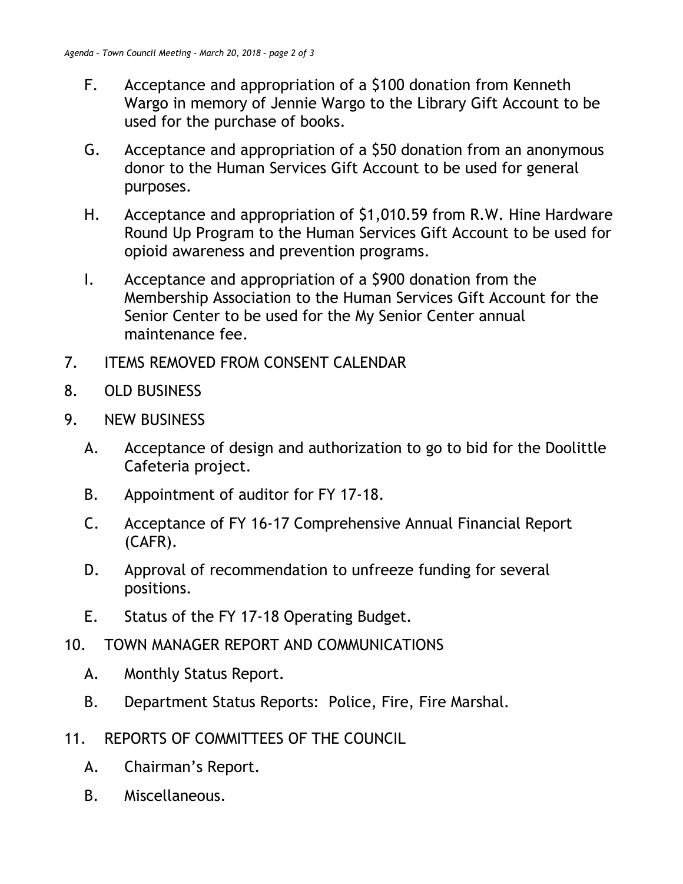F. Acceptance and appropriation of a $100 donation from Kenneth Wargo in memory of Jennie Wargo to the Library Gift Account to be used for the purchase of books.

G. Acceptance and appropriation of a $50 donation from an anonymous donor to the Human Services Gift Account to be used for general purposes.

H. Acceptance and appropriation of $1,010.59 from R.W. Hine Hardware Round Up Program to the Human Services Gift Account to be used for opioid awareness and prevention programs.

I. Acceptance and appropriation of a $900 donation from the Membership Association to the Human Services Gift Account for the Senior Center to be used for the My Senior Center annual maintenance fee.

7. ITEMS REMOVED FROM CONSENT CALENDAR

8. OLD BUSINESS

9. NEW BUSINESS

   A. Acceptance of design and authorization to go to bid for the Doolittle Cafeteria project.

   B. Appointment of auditor for FY 17-18.

   C. Acceptance of FY 16-17 Comprehensive Annual Financial Report (CAFR).

   D. Approval of recommendation to unfreeze funding for several positions.

   E. Status of the FY 17-18 Operating Budget.

10. TOWN MANAGER REPORT AND COMMUNICATIONS

    A. Monthly Status Report.

    B. Department Status Reports: Police, Fire, Fire Marshal.

11. REPORTS OF COMMITTEES OF THE COUNCIL

    A. Chairman's Report.

    B. Miscellaneous.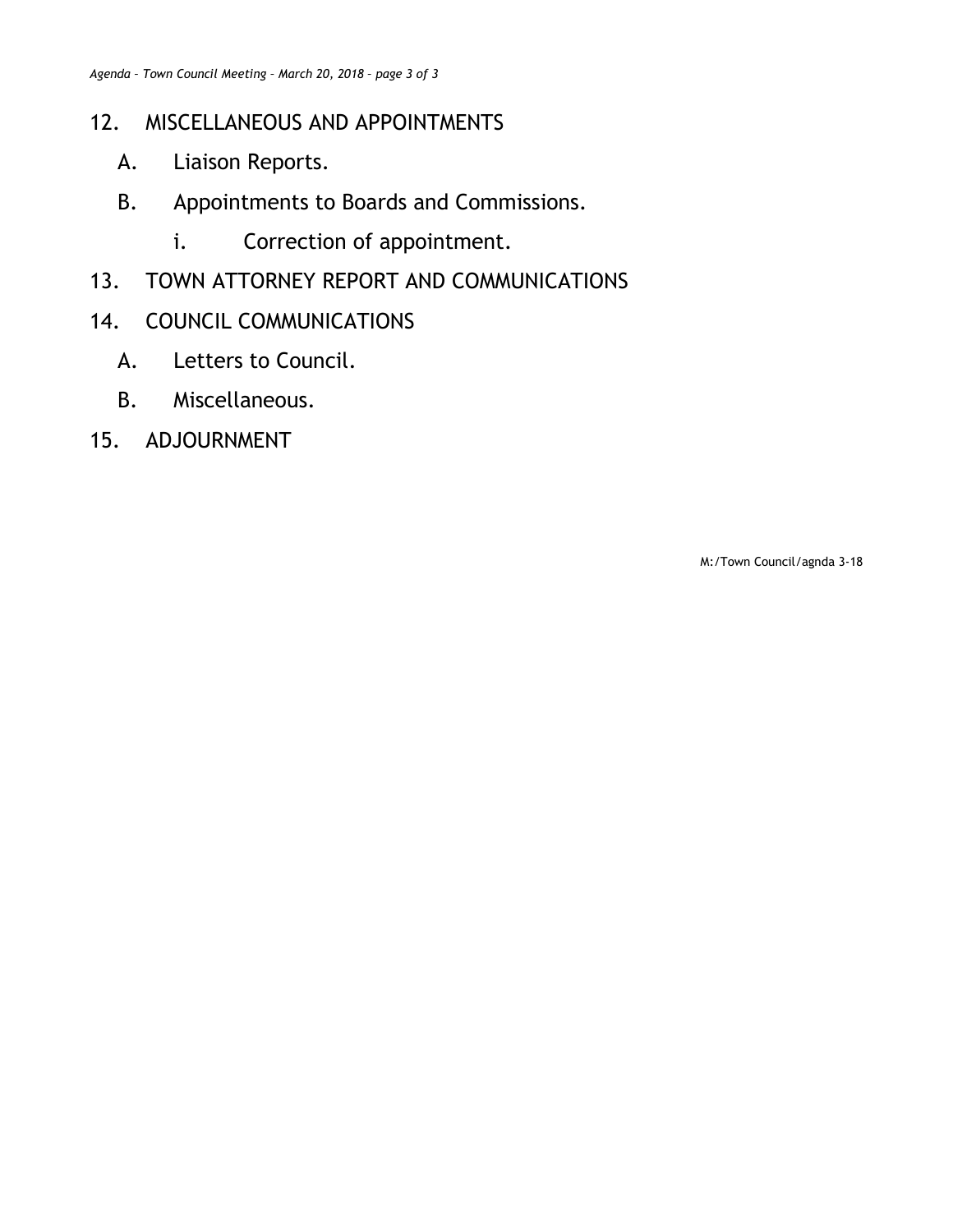12. MISCELLANEOUS AND APPOINTMENTS

    A. Liaison Reports.

    B. Appointments to Boards and Commissions.

        i. Correction of appointment.

13. TOWN ATTORNEY REPORT AND COMMUNICATIONS

14. COUNCIL COMMUNICATIONS

    A. Letters to Council.

    B. Miscellaneous.

15. ADJOURNMENT

M:/Town Council/agnda 3-18